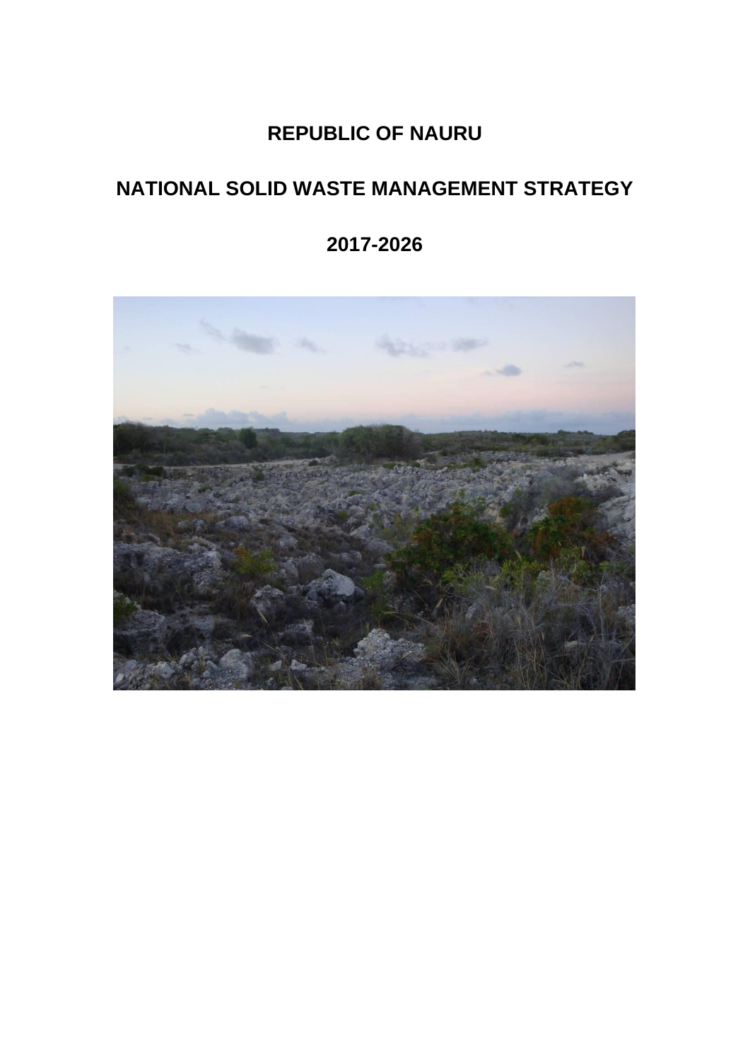# REPUBLIC OF NAURU

# NATIONAL SOLID WASTE MANAGEMENT STRATEGY

# 2017-2026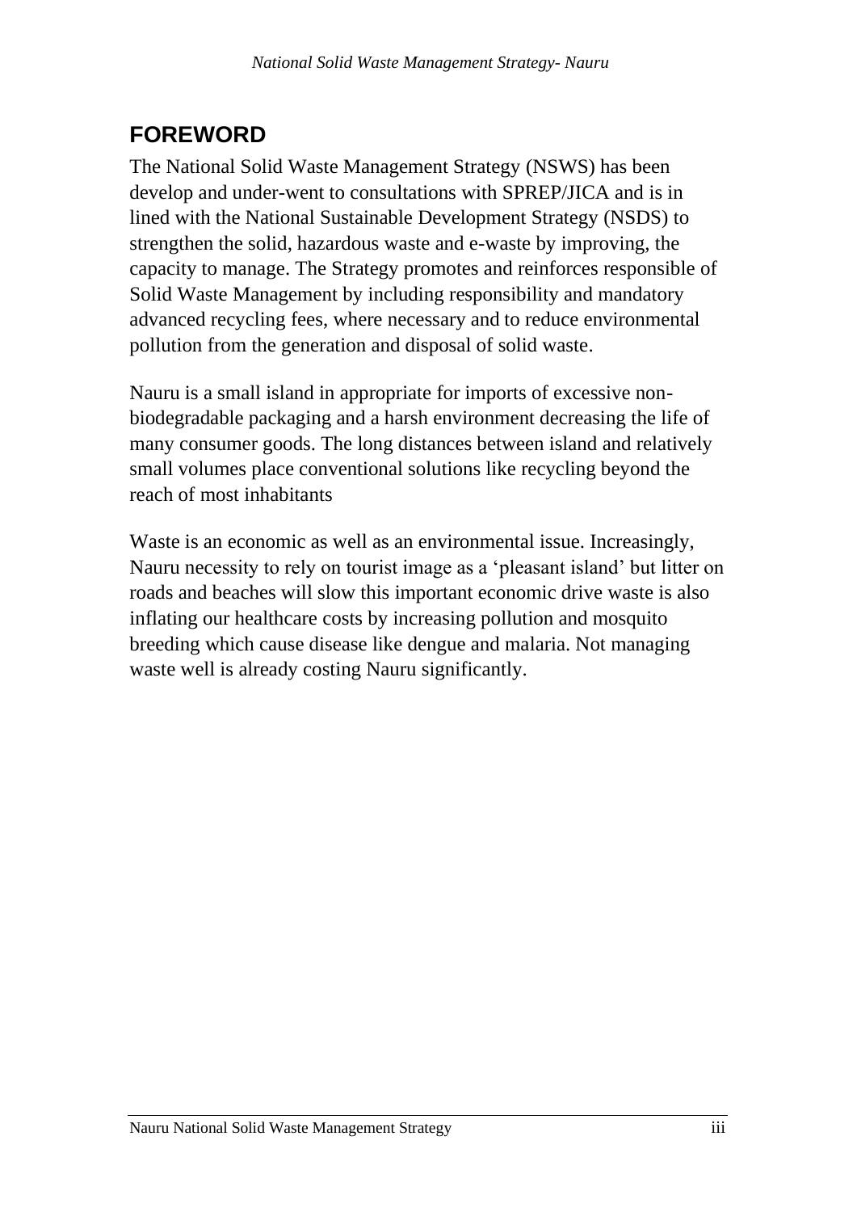# FOREWORD

The National Solid Waste Management Strategy (NSWS) has been develop and under-went to consultations with SPREP/JICA and is in lined with the National Sustainable Development Strategy (NSDS) to strengthen the solid, hazardous waste and e-waste by improving, the capacity to manage. The Strategy promotes and reinforces responsible of Solid Waste Management by including responsibility and mandatory advanced recycling fees, where necessary and to reduce environmental pollution from the generation and disposal of solid waste.

Nauru is a small island in appropriate for imports of excessive non-biodegradable packaging and a harsh environment decreasing the life of many consumer goods. The long distances between island and relatively small volumes place conventional solutions like recycling beyond the reach of most inhabitants

Waste is an economic as well as an environmental issue. Increasingly, Nauru necessity to rely on tourist image as a 'pleasant island' but litter on roads and beaches will slow this important economic drive waste is also inflating our healthcare costs by increasing pollution and mosquito breeding which cause disease like dengue and malaria. Not managing waste well is already costing Nauru significantly.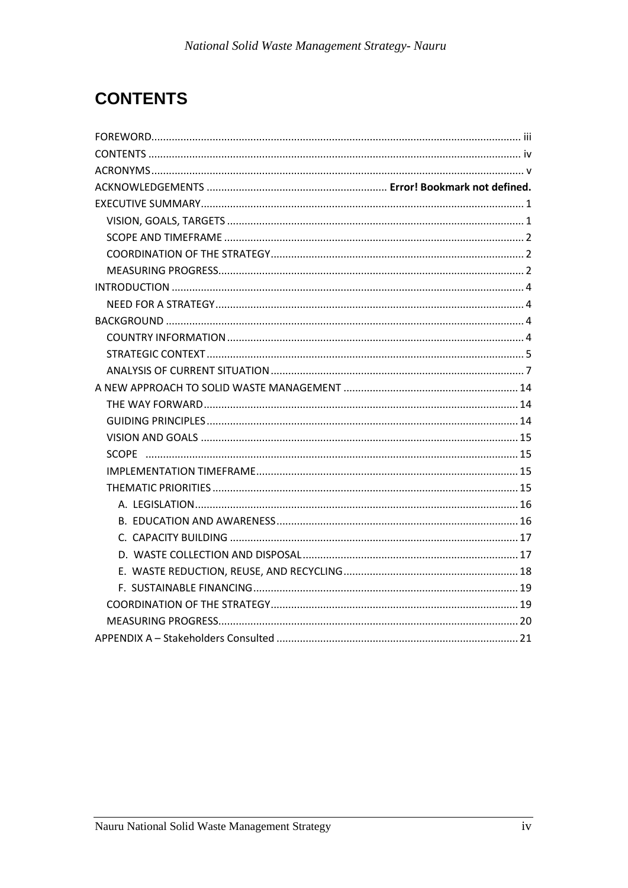# CONTENTS

FOREWORD ..... iii
CONTENTS ..... iv
ACRONYMS ..... v
ACKNOWLEDGEMENTS ..... **Error! Bookmark not defined.**
EXECUTIVE SUMMARY ..... 1
- VISION, GOALS, TARGETS ..... 1
- SCOPE AND TIMEFRAME ..... 2
- COORDINATION OF THE STRATEGY ..... 2
- MEASURING PROGRESS ..... 2

INTRODUCTION ..... 4
- NEED FOR A STRATEGY ..... 4

BACKGROUND ..... 4
- COUNTRY INFORMATION ..... 4
- STRATEGIC CONTEXT ..... 5
- ANALYSIS OF CURRENT SITUATION ..... 7

A NEW APPROACH TO SOLID WASTE MANAGEMENT ..... 14
- THE WAY FORWARD ..... 14
- GUIDING PRINCIPLES ..... 14
- VISION AND GOALS ..... 15
- SCOPE ..... 15
- IMPLEMENTATION TIMEFRAME ..... 15
- THEMATIC PRIORITIES ..... 15
  - A. LEGISLATION ..... 16
  - B. EDUCATION AND AWARENESS ..... 16
  - C. CAPACITY BUILDING ..... 17
  - D. WASTE COLLECTION AND DISPOSAL ..... 17
  - E. WASTE REDUCTION, REUSE, AND RECYCLING ..... 18
  - F. SUSTAINABLE FINANCING ..... 19
- COORDINATION OF THE STRATEGY ..... 19
- MEASURING PROGRESS ..... 20

APPENDIX A – Stakeholders Consulted ..... 21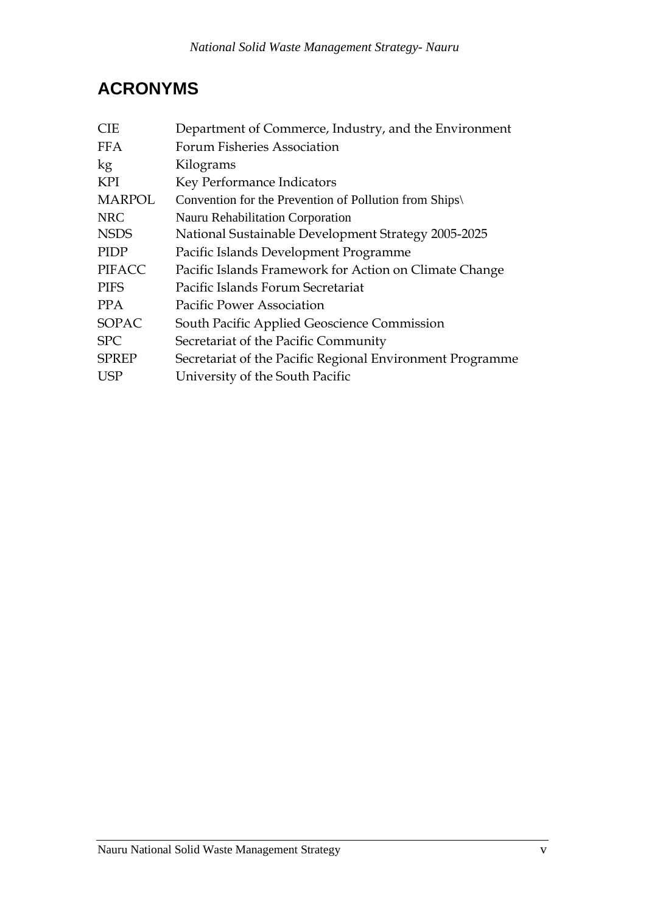# ACRONYMS

| | |
|---|---|
| CIE | Department of Commerce, Industry, and the Environment |
| FFA | Forum Fisheries Association |
| kg | Kilograms |
| KPI | Key Performance Indicators |
| MARPOL | Convention for the Prevention of Pollution from Ships\ |
| NRC | Nauru Rehabilitation Corporation |
| NSDS | National Sustainable Development Strategy 2005-2025 |
| PIDP | Pacific Islands Development Programme |
| PIFACC | Pacific Islands Framework for Action on Climate Change |
| PIFS | Pacific Islands Forum Secretariat |
| PPA | Pacific Power Association |
| SOPAC | South Pacific Applied Geoscience Commission |
| SPC | Secretariat of the Pacific Community |
| SPREP | Secretariat of the Pacific Regional Environment Programme |
| USP | University of the South Pacific |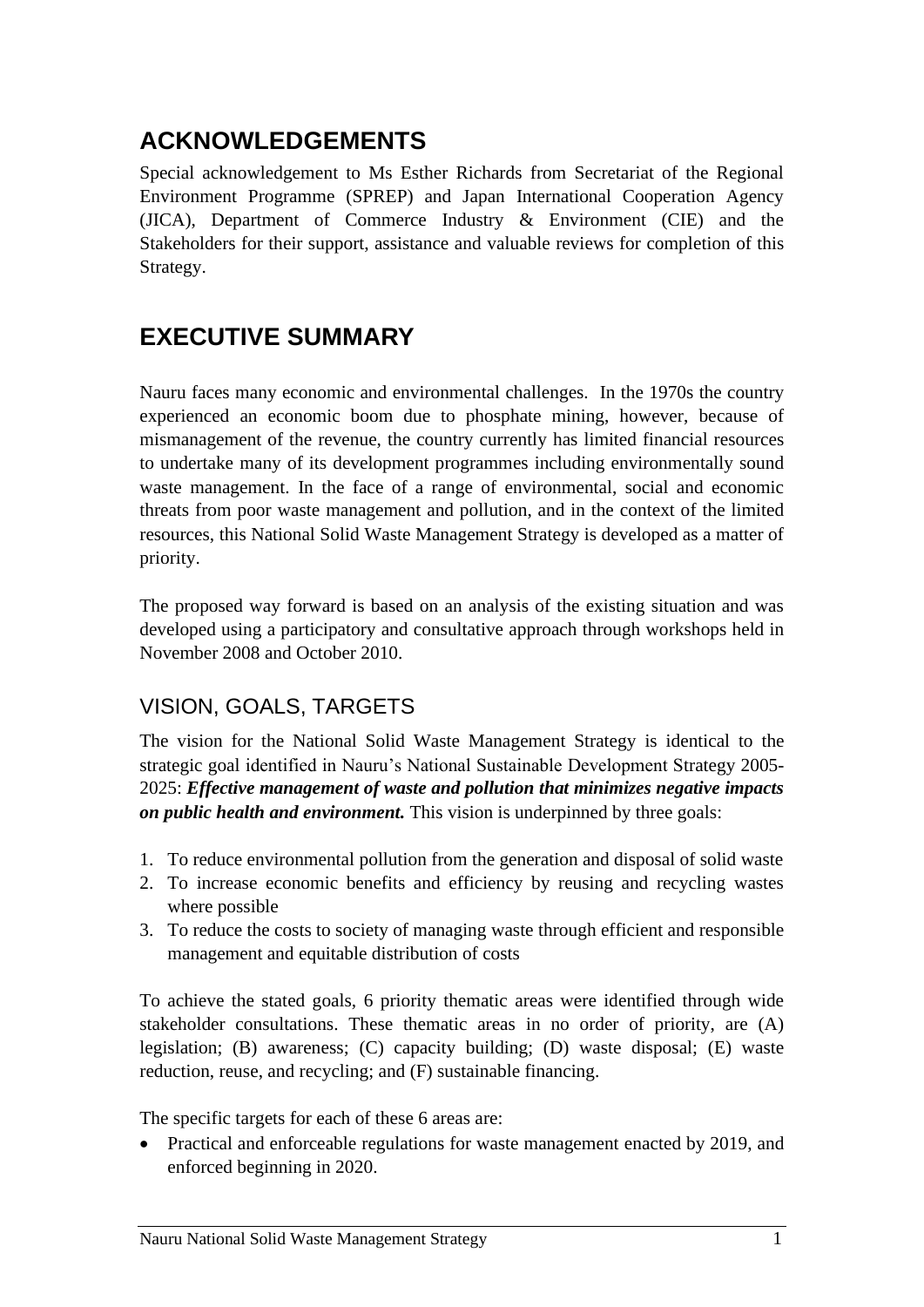# ACKNOWLEDGEMENTS

Special acknowledgement to Ms Esther Richards from Secretariat of the Regional Environment Programme (SPREP) and Japan International Cooperation Agency (JICA), Department of Commerce Industry & Environment (CIE) and the Stakeholders for their support, assistance and valuable reviews for completion of this Strategy.

# EXECUTIVE SUMMARY

Nauru faces many economic and environmental challenges. In the 1970s the country experienced an economic boom due to phosphate mining, however, because of mismanagement of the revenue, the country currently has limited financial resources to undertake many of its development programmes including environmentally sound waste management. In the face of a range of environmental, social and economic threats from poor waste management and pollution, and in the context of the limited resources, this National Solid Waste Management Strategy is developed as a matter of priority.

The proposed way forward is based on an analysis of the existing situation and was developed using a participatory and consultative approach through workshops held in November 2008 and October 2010.

## VISION, GOALS, TARGETS

The vision for the National Solid Waste Management Strategy is identical to the strategic goal identified in Nauru's National Sustainable Development Strategy 2005-2025: ***Effective management of waste and pollution that minimizes negative impacts on public health and environment.*** This vision is underpinned by three goals:

1. To reduce environmental pollution from the generation and disposal of solid waste
2. To increase economic benefits and efficiency by reusing and recycling wastes where possible
3. To reduce the costs to society of managing waste through efficient and responsible management and equitable distribution of costs

To achieve the stated goals, 6 priority thematic areas were identified through wide stakeholder consultations. These thematic areas in no order of priority, are (A) legislation; (B) awareness; (C) capacity building; (D) waste disposal; (E) waste reduction, reuse, and recycling; and (F) sustainable financing.

The specific targets for each of these 6 areas are:

- Practical and enforceable regulations for waste management enacted by 2019, and enforced beginning in 2020.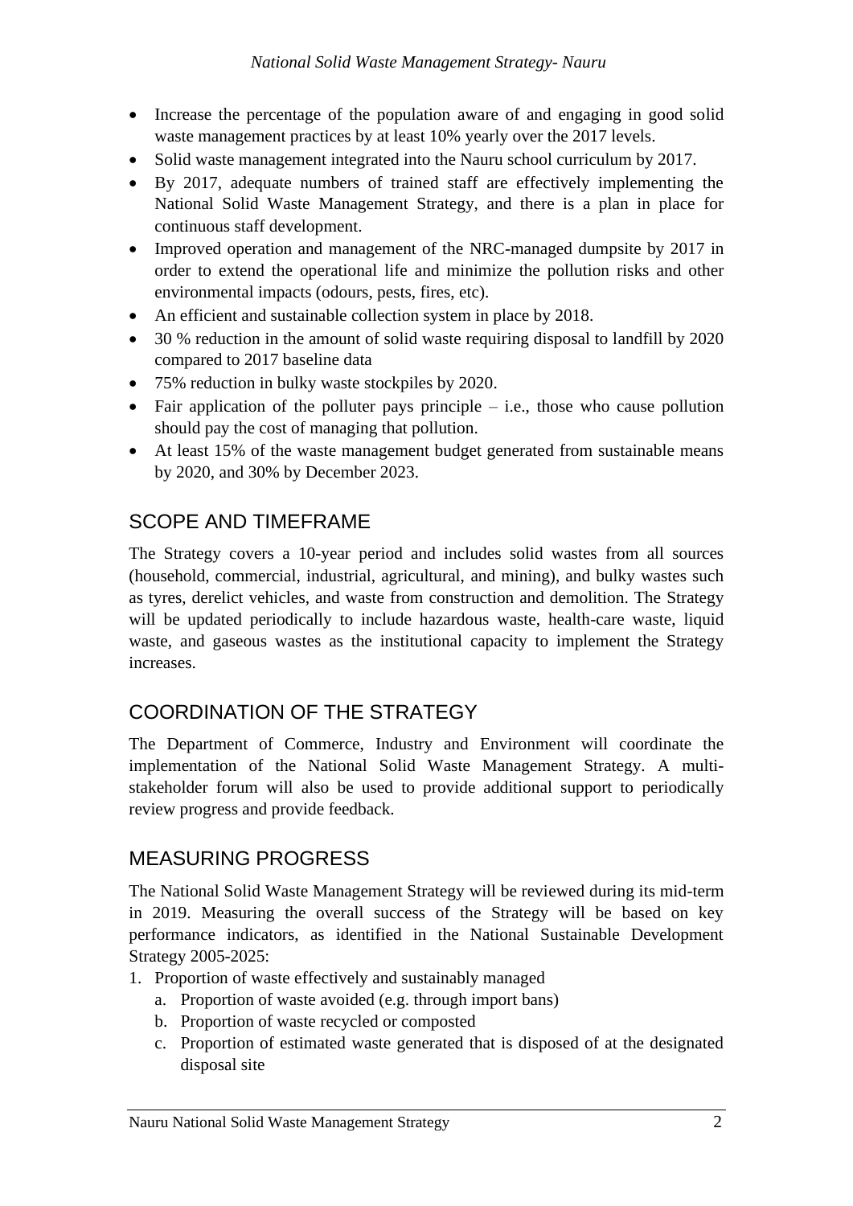- Increase the percentage of the population aware of and engaging in good solid waste management practices by at least 10% yearly over the 2017 levels.
- Solid waste management integrated into the Nauru school curriculum by 2017.
- By 2017, adequate numbers of trained staff are effectively implementing the National Solid Waste Management Strategy, and there is a plan in place for continuous staff development.
- Improved operation and management of the NRC-managed dumpsite by 2017 in order to extend the operational life and minimize the pollution risks and other environmental impacts (odours, pests, fires, etc).
- An efficient and sustainable collection system in place by 2018.
- 30 % reduction in the amount of solid waste requiring disposal to landfill by 2020 compared to 2017 baseline data
- 75% reduction in bulky waste stockpiles by 2020.
- Fair application of the polluter pays principle – i.e., those who cause pollution should pay the cost of managing that pollution.
- At least 15% of the waste management budget generated from sustainable means by 2020, and 30% by December 2023.

## SCOPE AND TIMEFRAME

The Strategy covers a 10-year period and includes solid wastes from all sources (household, commercial, industrial, agricultural, and mining), and bulky wastes such as tyres, derelict vehicles, and waste from construction and demolition. The Strategy will be updated periodically to include hazardous waste, health-care waste, liquid waste, and gaseous wastes as the institutional capacity to implement the Strategy increases.

## COORDINATION OF THE STRATEGY

The Department of Commerce, Industry and Environment will coordinate the implementation of the National Solid Waste Management Strategy. A multi-stakeholder forum will also be used to provide additional support to periodically review progress and provide feedback.

## MEASURING PROGRESS

The National Solid Waste Management Strategy will be reviewed during its mid-term in 2019. Measuring the overall success of the Strategy will be based on key performance indicators, as identified in the National Sustainable Development Strategy 2005-2025:

1. Proportion of waste effectively and sustainably managed
   a. Proportion of waste avoided (e.g. through import bans)
   b. Proportion of waste recycled or composted
   c. Proportion of estimated waste generated that is disposed of at the designated disposal site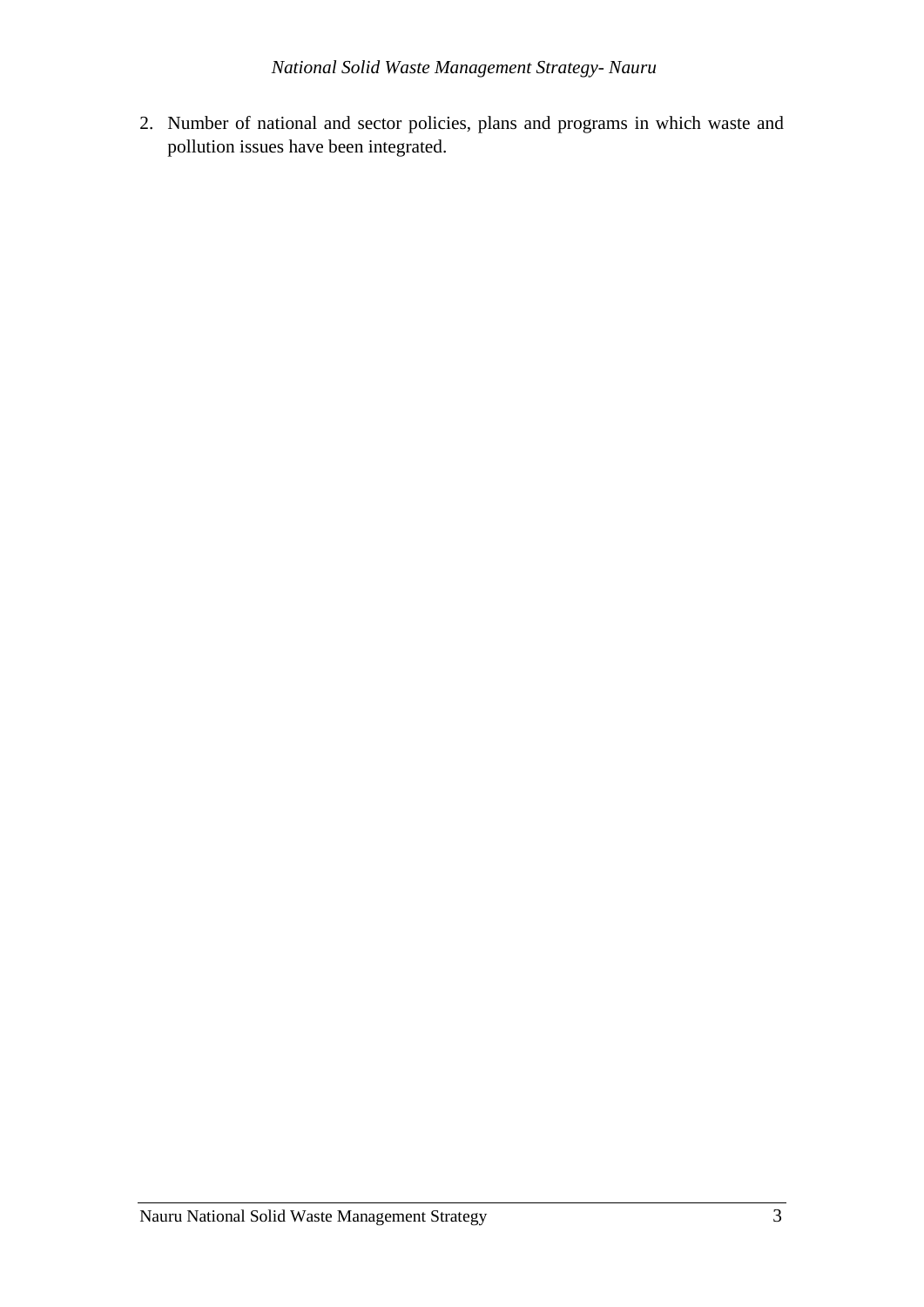2. Number of national and sector policies, plans and programs in which waste and pollution issues have been integrated.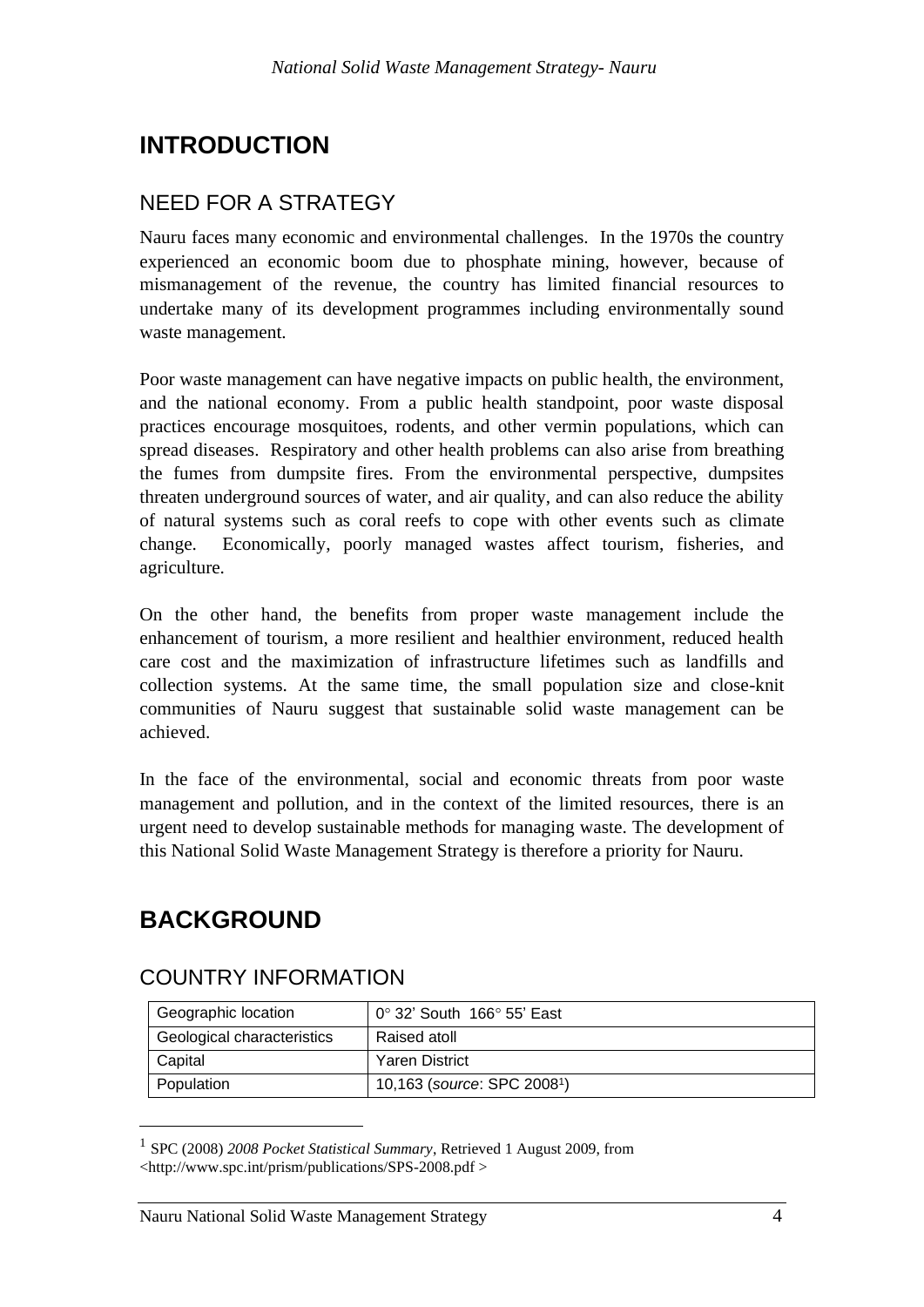# INTRODUCTION

## NEED FOR A STRATEGY

Nauru faces many economic and environmental challenges. In the 1970s the country experienced an economic boom due to phosphate mining, however, because of mismanagement of the revenue, the country has limited financial resources to undertake many of its development programmes including environmentally sound waste management.

Poor waste management can have negative impacts on public health, the environment, and the national economy. From a public health standpoint, poor waste disposal practices encourage mosquitoes, rodents, and other vermin populations, which can spread diseases. Respiratory and other health problems can also arise from breathing the fumes from dumpsite fires. From the environmental perspective, dumpsites threaten underground sources of water, and air quality, and can also reduce the ability of natural systems such as coral reefs to cope with other events such as climate change. Economically, poorly managed wastes affect tourism, fisheries, and agriculture.

On the other hand, the benefits from proper waste management include the enhancement of tourism, a more resilient and healthier environment, reduced health care cost and the maximization of infrastructure lifetimes such as landfills and collection systems. At the same time, the small population size and close-knit communities of Nauru suggest that sustainable solid waste management can be achieved.

In the face of the environmental, social and economic threats from poor waste management and pollution, and in the context of the limited resources, there is an urgent need to develop sustainable methods for managing waste. The development of this National Solid Waste Management Strategy is therefore a priority for Nauru.

# BACKGROUND

## COUNTRY INFORMATION

| | |
|---|---|
| Geographic location | 0° 32' South 166° 55' East |
| Geological characteristics | Raised atoll |
| Capital | Yaren District |
| Population | 10,163 (*source*: SPC 2008[1]) |

[1] SPC (2008) *2008 Pocket Statistical Summary*, Retrieved 1 August 2009, from <http://www.spc.int/prism/publications/SPS-2008.pdf >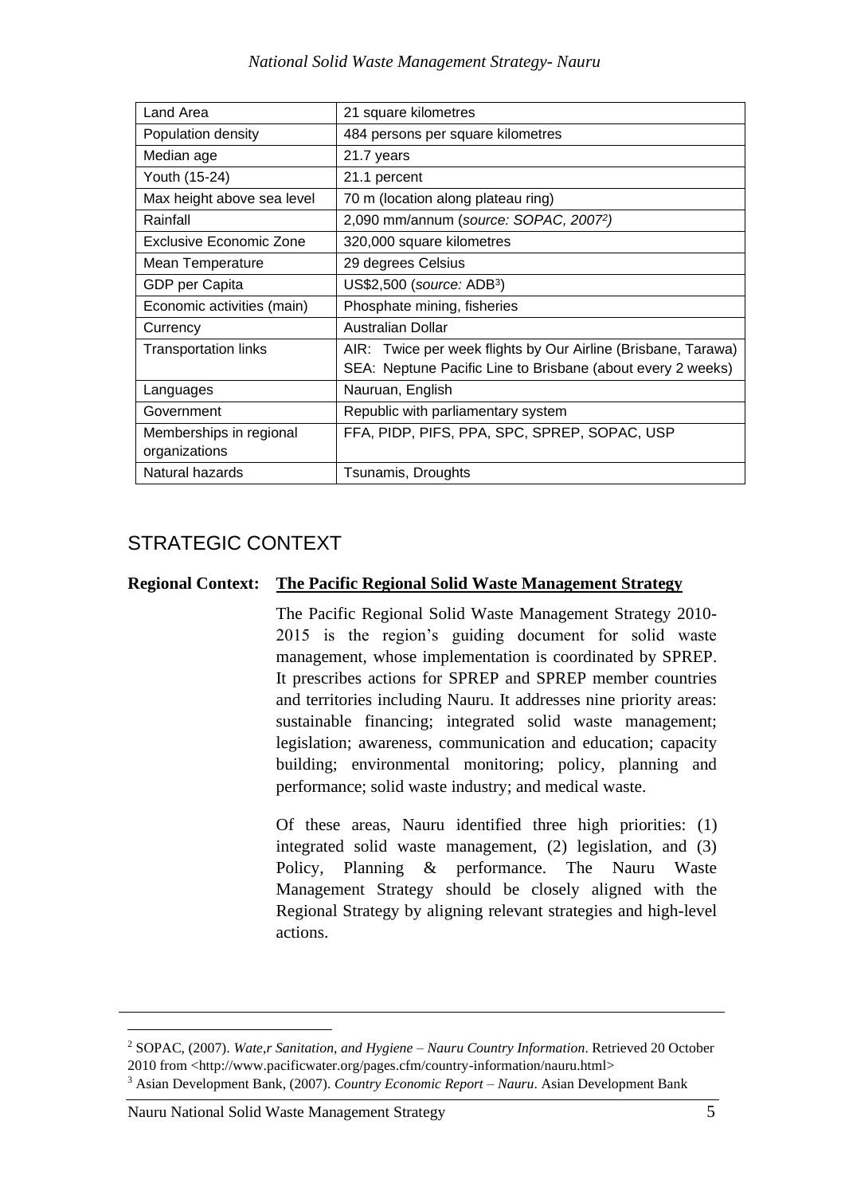| Land Area | 21 square kilometres |
| --- | --- |
| Population density | 484 persons per square kilometres |
| Median age | 21.7 years |
| Youth (15-24) | 21.1 percent |
| Max height above sea level | 70 m (location along plateau ring) |
| Rainfall | 2,090 mm/annum (*source: SOPAC, 2007*[2]) |
| Exclusive Economic Zone | 320,000 square kilometres |
| Mean Temperature | 29 degrees Celsius |
| GDP per Capita | US$2,500 (*source:* ADB[3]) |
| Economic activities (main) | Phosphate mining, fisheries |
| Currency | Australian Dollar |
| Transportation links | AIR: Twice per week flights by Our Airline (Brisbane, Tarawa) SEA: Neptune Pacific Line to Brisbane (about every 2 weeks) |
| Languages | Nauruan, English |
| Government | Republic with parliamentary system |
| Memberships in regional organizations | FFA, PIDP, PIFS, PPA, SPC, SPREP, SOPAC, USP |
| Natural hazards | Tsunamis, Droughts |

## STRATEGIC CONTEXT

**Regional Context:** **The Pacific Regional Solid Waste Management Strategy**

The Pacific Regional Solid Waste Management Strategy 2010-2015 is the region's guiding document for solid waste management, whose implementation is coordinated by SPREP. It prescribes actions for SPREP and SPREP member countries and territories including Nauru. It addresses nine priority areas: sustainable financing; integrated solid waste management; legislation; awareness, communication and education; capacity building; environmental monitoring; policy, planning and performance; solid waste industry; and medical waste.

Of these areas, Nauru identified three high priorities: (1) integrated solid waste management, (2) legislation, and (3) Policy, Planning & performance. The Nauru Waste Management Strategy should be closely aligned with the Regional Strategy by aligning relevant strategies and high-level actions.

---

[2] SOPAC, (2007). *Wate,r Sanitation, and Hygiene – Nauru Country Information*. Retrieved 20 October 2010 from <http://www.pacificwater.org/pages.cfm/country-information/nauru.html>

[3] Asian Development Bank, (2007). *Country Economic Report – Nauru*. Asian Development Bank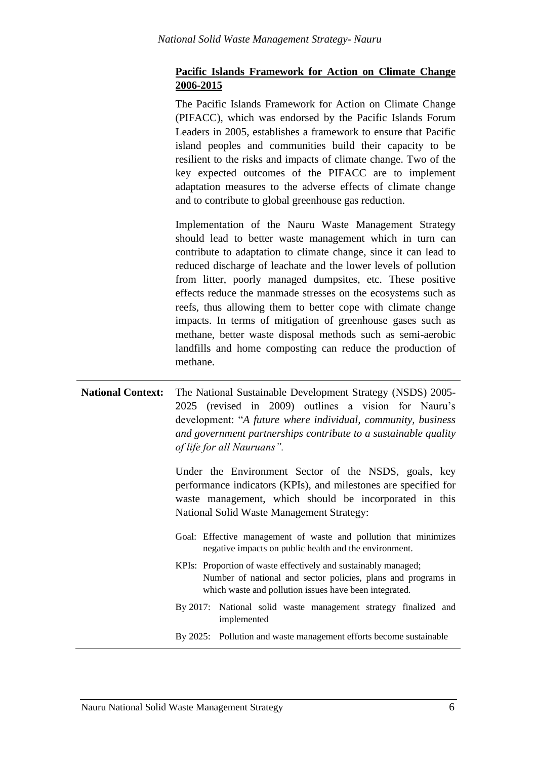**Pacific Islands Framework for Action on Climate Change 2006-2015**

The Pacific Islands Framework for Action on Climate Change (PIFACC), which was endorsed by the Pacific Islands Forum Leaders in 2005, establishes a framework to ensure that Pacific island peoples and communities build their capacity to be resilient to the risks and impacts of climate change. Two of the key expected outcomes of the PIFACC are to implement adaptation measures to the adverse effects of climate change and to contribute to global greenhouse gas reduction.

Implementation of the Nauru Waste Management Strategy should lead to better waste management which in turn can contribute to adaptation to climate change, since it can lead to reduced discharge of leachate and the lower levels of pollution from litter, poorly managed dumpsites, etc. These positive effects reduce the manmade stresses on the ecosystems such as reefs, thus allowing them to better cope with climate change impacts. In terms of mitigation of greenhouse gases such as methane, better waste disposal methods such as semi-aerobic landfills and home composting can reduce the production of methane.

---

**National Context:** The National Sustainable Development Strategy (NSDS) 2005-2025 (revised in 2009) outlines a vision for Nauru's development: "*A future where individual, community, business and government partnerships contribute to a sustainable quality of life for all Nauruans".*

Under the Environment Sector of the NSDS, goals, key performance indicators (KPIs), and milestones are specified for waste management, which should be incorporated in this National Solid Waste Management Strategy:

Goal: Effective management of waste and pollution that minimizes negative impacts on public health and the environment.

KPIs: Proportion of waste effectively and sustainably managed;
Number of national and sector policies, plans and programs in which waste and pollution issues have been integrated.

By 2017: National solid waste management strategy finalized and implemented

By 2025: Pollution and waste management efforts become sustainable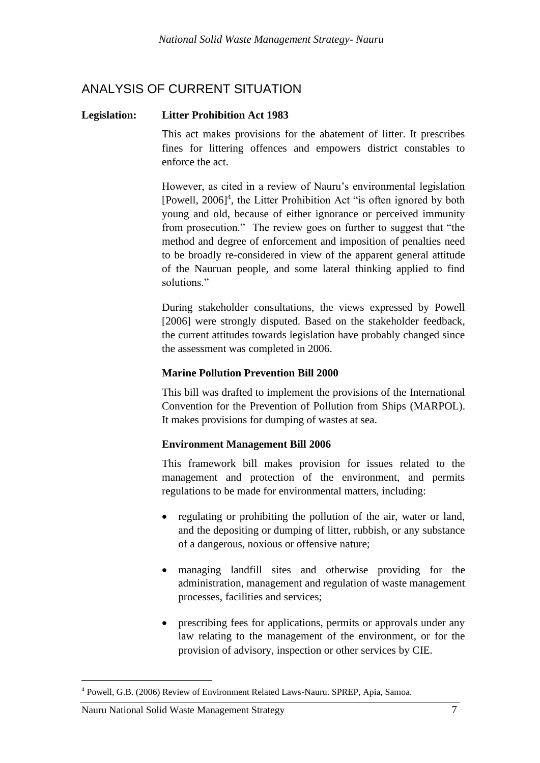## ANALYSIS OF CURRENT SITUATION

**Legislation:** **Litter Prohibition Act 1983**

This act makes provisions for the abatement of litter. It prescribes fines for littering offences and empowers district constables to enforce the act.

However, as cited in a review of Nauru's environmental legislation [Powell, 2006][4], the Litter Prohibition Act "is often ignored by both young and old, because of either ignorance or perceived immunity from prosecution." The review goes on further to suggest that "the method and degree of enforcement and imposition of penalties need to be broadly re-considered in view of the apparent general attitude of the Nauruan people, and some lateral thinking applied to find solutions."

During stakeholder consultations, the views expressed by Powell [2006] were strongly disputed. Based on the stakeholder feedback, the current attitudes towards legislation have probably changed since the assessment was completed in 2006.

**Marine Pollution Prevention Bill 2000**

This bill was drafted to implement the provisions of the International Convention for the Prevention of Pollution from Ships (MARPOL). It makes provisions for dumping of wastes at sea.

**Environment Management Bill 2006**

This framework bill makes provision for issues related to the management and protection of the environment, and permits regulations to be made for environmental matters, including:

- regulating or prohibiting the pollution of the air, water or land, and the depositing or dumping of litter, rubbish, or any substance of a dangerous, noxious or offensive nature;
- managing landfill sites and otherwise providing for the administration, management and regulation of waste management processes, facilities and services;
- prescribing fees for applications, permits or approvals under any law relating to the management of the environment, or for the provision of advisory, inspection or other services by CIE.

[4] Powell, G.B. (2006) Review of Environment Related Laws-Nauru. SPREP, Apia, Samoa.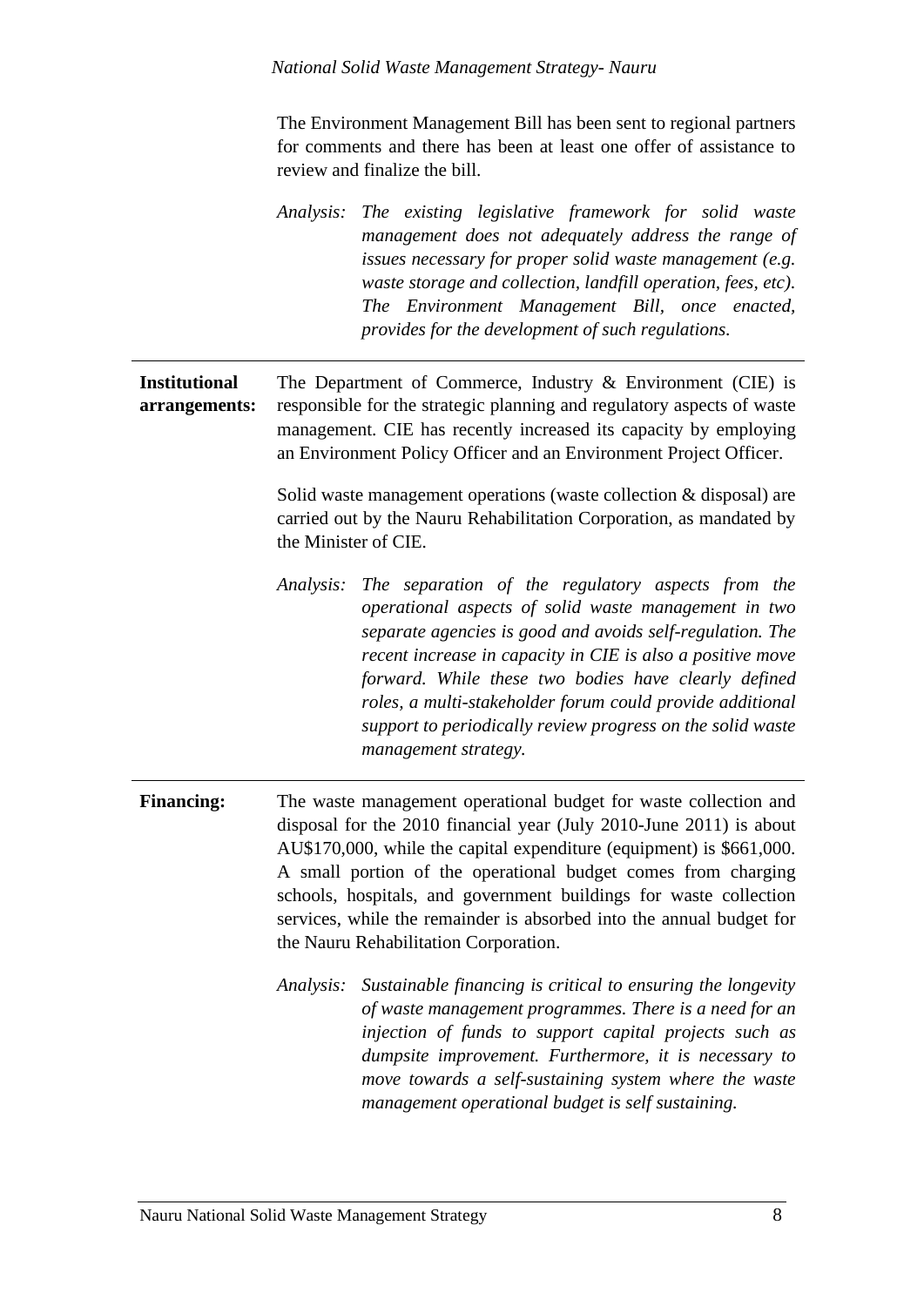The Environment Management Bill has been sent to regional partners for comments and there has been at least one offer of assistance to review and finalize the bill.

*Analysis: The existing legislative framework for solid waste management does not adequately address the range of issues necessary for proper solid waste management (e.g. waste storage and collection, landfill operation, fees, etc). The Environment Management Bill, once enacted, provides for the development of such regulations.*

---

**Institutional arrangements:** The Department of Commerce, Industry & Environment (CIE) is responsible for the strategic planning and regulatory aspects of waste management. CIE has recently increased its capacity by employing an Environment Policy Officer and an Environment Project Officer.

Solid waste management operations (waste collection & disposal) are carried out by the Nauru Rehabilitation Corporation, as mandated by the Minister of CIE.

*Analysis: The separation of the regulatory aspects from the operational aspects of solid waste management in two separate agencies is good and avoids self-regulation. The recent increase in capacity in CIE is also a positive move forward. While these two bodies have clearly defined roles, a multi-stakeholder forum could provide additional support to periodically review progress on the solid waste management strategy.*

---

**Financing:** The waste management operational budget for waste collection and disposal for the 2010 financial year (July 2010-June 2011) is about AU$170,000, while the capital expenditure (equipment) is $661,000. A small portion of the operational budget comes from charging schools, hospitals, and government buildings for waste collection services, while the remainder is absorbed into the annual budget for the Nauru Rehabilitation Corporation.

*Analysis: Sustainable financing is critical to ensuring the longevity of waste management programmes. There is a need for an injection of funds to support capital projects such as dumpsite improvement. Furthermore, it is necessary to move towards a self-sustaining system where the waste management operational budget is self sustaining.*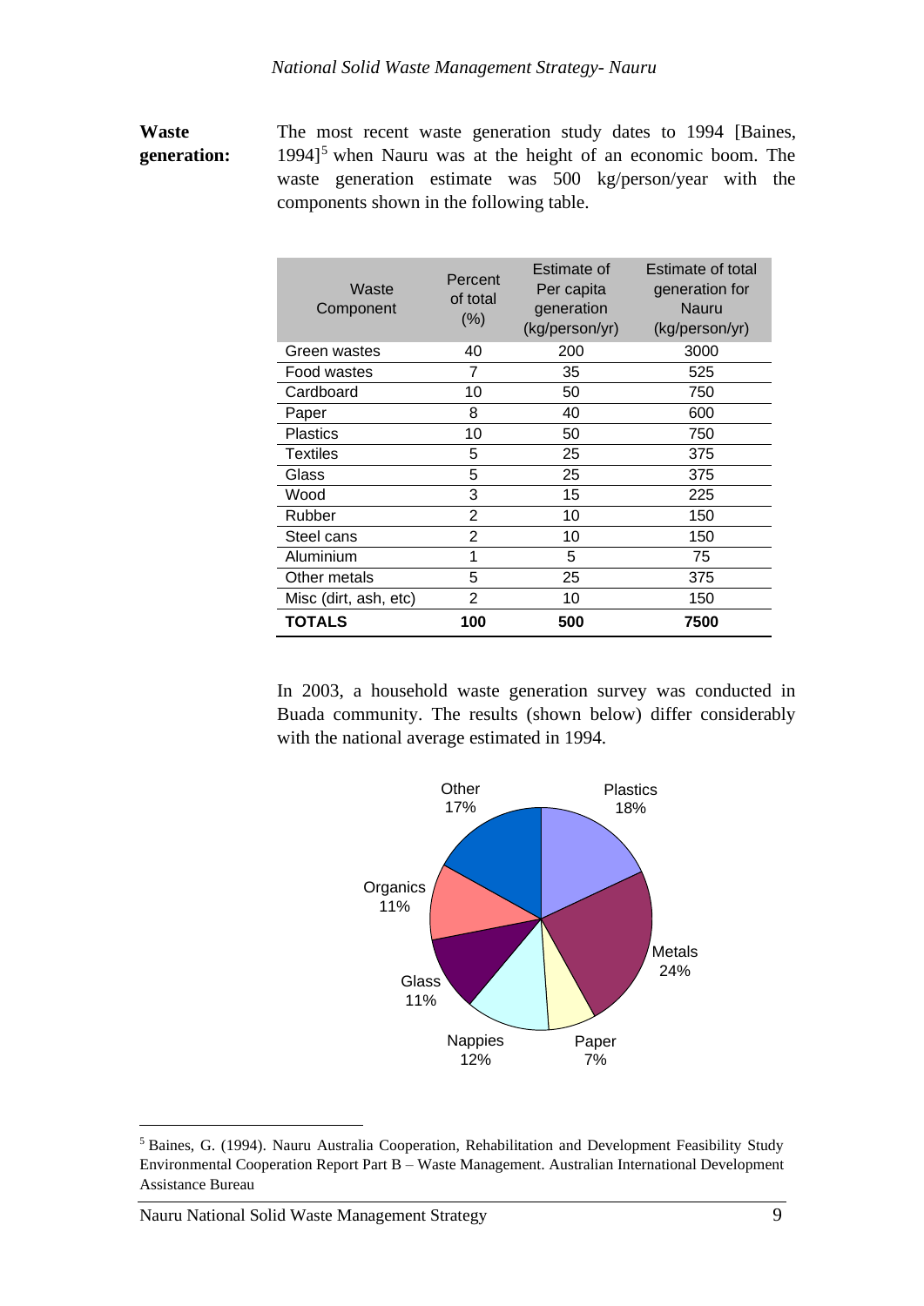**Waste generation:** The most recent waste generation study dates to 1994 [Baines, 1994][5] when Nauru was at the height of an economic boom. The waste generation estimate was 500 kg/person/year with the components shown in the following table.

| Waste Component | Percent of total (%) | Estimate of Per capita generation (kg/person/yr) | Estimate of total generation for Nauru (kg/person/yr) |
|---|---|---|---|
| Green wastes | 40 | 200 | 3000 |
| Food wastes | 7 | 35 | 525 |
| Cardboard | 10 | 50 | 750 |
| Paper | 8 | 40 | 600 |
| Plastics | 10 | 50 | 750 |
| Textiles | 5 | 25 | 375 |
| Glass | 5 | 25 | 375 |
| Wood | 3 | 15 | 225 |
| Rubber | 2 | 10 | 150 |
| Steel cans | 2 | 10 | 150 |
| Aluminium | 1 | 5 | 75 |
| Other metals | 5 | 25 | 375 |
| Misc (dirt, ash, etc) | 2 | 10 | 150 |
| **TOTALS** | **100** | **500** | **7500** |

In 2003, a household waste generation survey was conducted in Buada community. The results (shown below) differ considerably with the national average estimated in 1994.

[5] Baines, G. (1994). Nauru Australia Cooperation, Rehabilitation and Development Feasibility Study Environmental Cooperation Report Part B – Waste Management. Australian International Development Assistance Bureau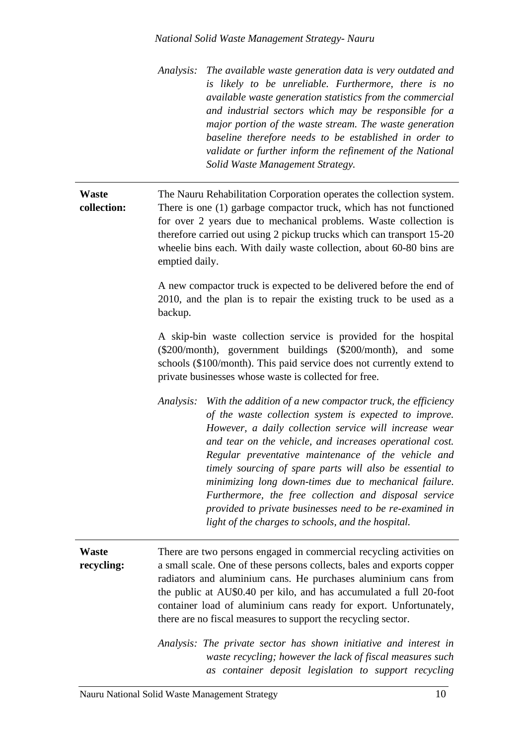*Analysis: The available waste generation data is very outdated and is likely to be unreliable. Furthermore, there is no available waste generation statistics from the commercial and industrial sectors which may be responsible for a major portion of the waste stream. The waste generation baseline therefore needs to be established in order to validate or further inform the refinement of the National Solid Waste Management Strategy.*

---

**Waste collection:** The Nauru Rehabilitation Corporation operates the collection system. There is one (1) garbage compactor truck, which has not functioned for over 2 years due to mechanical problems. Waste collection is therefore carried out using 2 pickup trucks which can transport 15-20 wheelie bins each. With daily waste collection, about 60-80 bins are emptied daily.

A new compactor truck is expected to be delivered before the end of 2010, and the plan is to repair the existing truck to be used as a backup.

A skip-bin waste collection service is provided for the hospital ($200/month), government buildings ($200/month), and some schools ($100/month). This paid service does not currently extend to private businesses whose waste is collected for free.

*Analysis: With the addition of a new compactor truck, the efficiency of the waste collection system is expected to improve. However, a daily collection service will increase wear and tear on the vehicle, and increases operational cost. Regular preventative maintenance of the vehicle and timely sourcing of spare parts will also be essential to minimizing long down-times due to mechanical failure. Furthermore, the free collection and disposal service provided to private businesses need to be re-examined in light of the charges to schools, and the hospital.*

---

**Waste recycling:** There are two persons engaged in commercial recycling activities on a small scale. One of these persons collects, bales and exports copper radiators and aluminium cans. He purchases aluminium cans from the public at AU$0.40 per kilo, and has accumulated a full 20-foot container load of aluminium cans ready for export. Unfortunately, there are no fiscal measures to support the recycling sector.

*Analysis: The private sector has shown initiative and interest in waste recycling; however the lack of fiscal measures such as container deposit legislation to support recycling*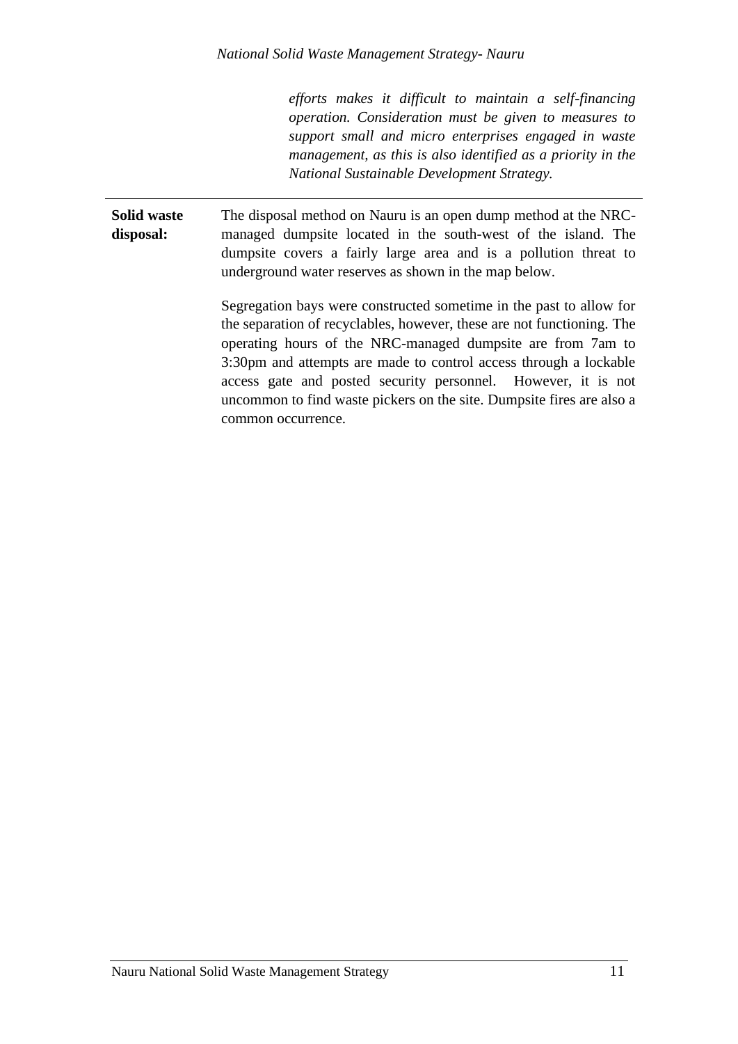*efforts makes it difficult to maintain a self-financing operation. Consideration must be given to measures to support small and micro enterprises engaged in waste management, as this is also identified as a priority in the National Sustainable Development Strategy.*

---

**Solid waste disposal:** The disposal method on Nauru is an open dump method at the NRC-managed dumpsite located in the south-west of the island. The dumpsite covers a fairly large area and is a pollution threat to underground water reserves as shown in the map below.

Segregation bays were constructed sometime in the past to allow for the separation of recyclables, however, these are not functioning. The operating hours of the NRC-managed dumpsite are from 7am to 3:30pm and attempts are made to control access through a lockable access gate and posted security personnel. However, it is not uncommon to find waste pickers on the site. Dumpsite fires are also a common occurrence.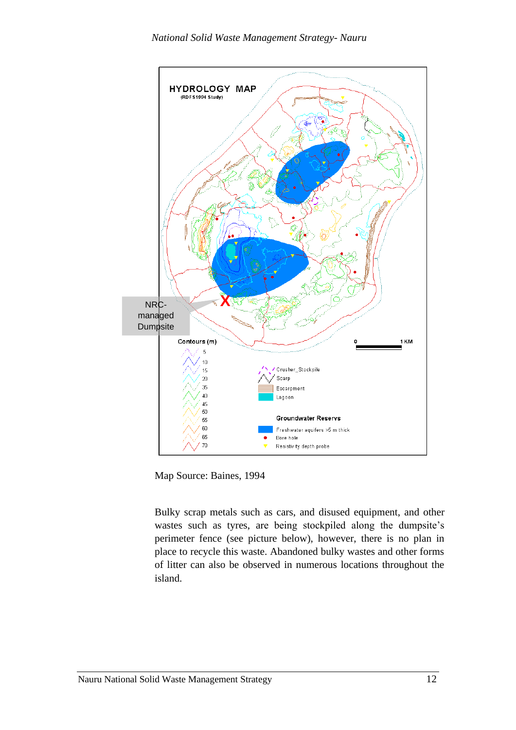HYDROLOGY MAP

(RDFS1994 Study)

NRC-managed Dumpsite

Contours (m)

Crusher_Stockpile
Scarp
Escarpment
Lagoon

Groundwater Reservs

Freshwater aquifers >5 m thick
Bore hole
Resistivity depth probe

Map Source: Baines, 1994

Bulky scrap metals such as cars, and disused equipment, and other wastes such as tyres, are being stockpiled along the dumpsite's perimeter fence (see picture below), however, there is no plan in place to recycle this waste. Abandoned bulky wastes and other forms of litter can also be observed in numerous locations throughout the island.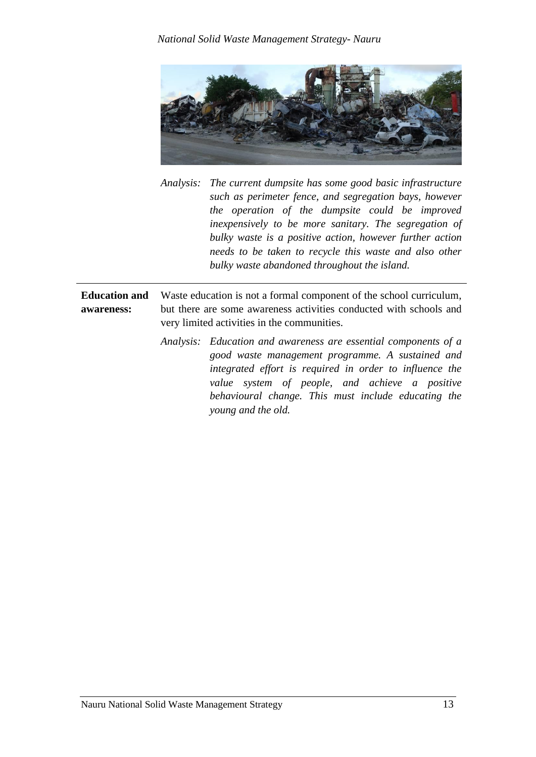*Analysis: The current dumpsite has some good basic infrastructure such as perimeter fence, and segregation bays, however the operation of the dumpsite could be improved inexpensively to be more sanitary. The segregation of bulky waste is a positive action, however further action needs to be taken to recycle this waste and also other bulky waste abandoned throughout the island.*

---

**Education and awareness:** Waste education is not a formal component of the school curriculum, but there are some awareness activities conducted with schools and very limited activities in the communities.

*Analysis: Education and awareness are essential components of a good waste management programme. A sustained and integrated effort is required in order to influence the value system of people, and achieve a positive behavioural change. This must include educating the young and the old.*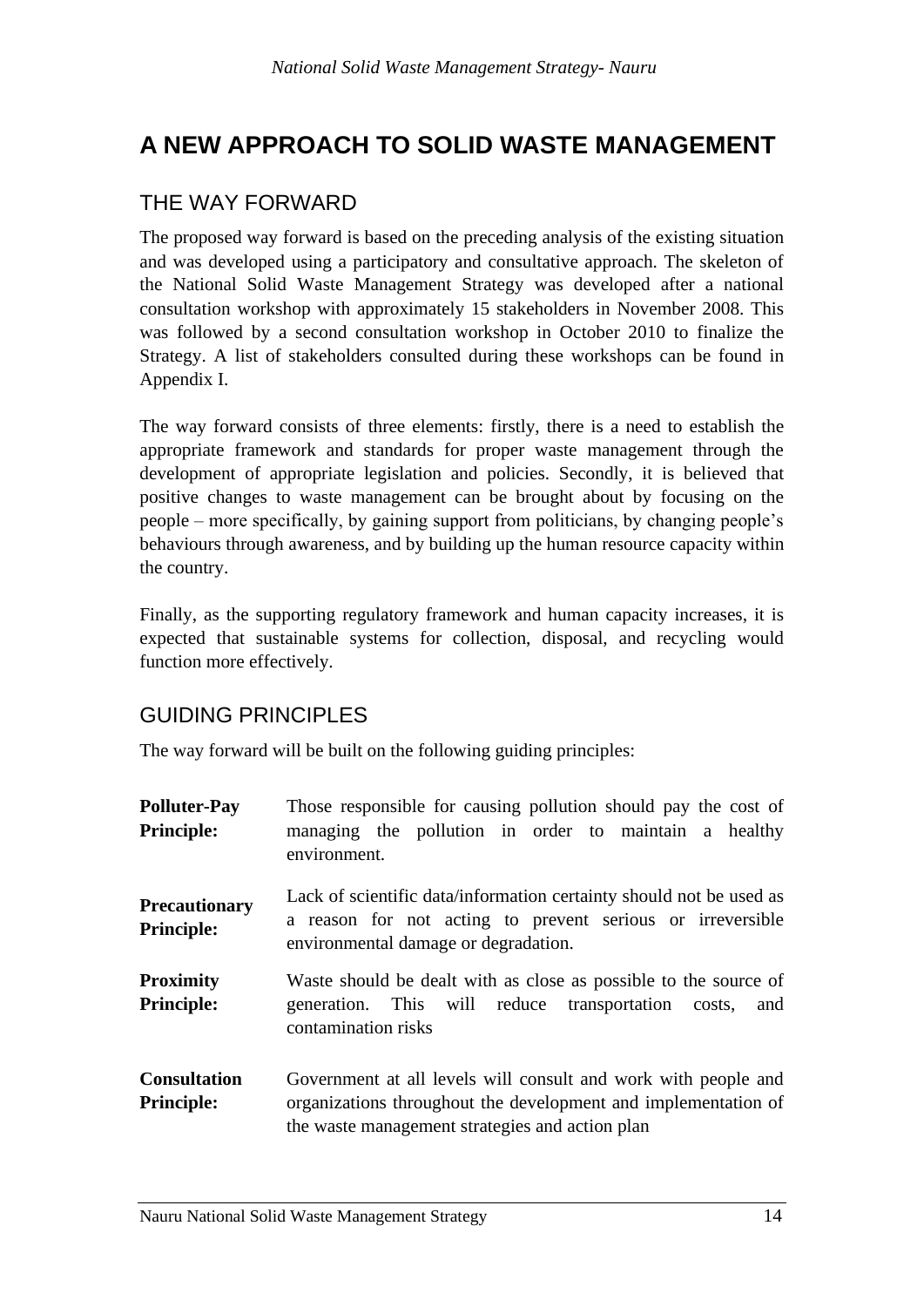# A NEW APPROACH TO SOLID WASTE MANAGEMENT

## THE WAY FORWARD

The proposed way forward is based on the preceding analysis of the existing situation and was developed using a participatory and consultative approach. The skeleton of the National Solid Waste Management Strategy was developed after a national consultation workshop with approximately 15 stakeholders in November 2008. This was followed by a second consultation workshop in October 2010 to finalize the Strategy. A list of stakeholders consulted during these workshops can be found in Appendix I.

The way forward consists of three elements: firstly, there is a need to establish the appropriate framework and standards for proper waste management through the development of appropriate legislation and policies. Secondly, it is believed that positive changes to waste management can be brought about by focusing on the people – more specifically, by gaining support from politicians, by changing people's behaviours through awareness, and by building up the human resource capacity within the country.

Finally, as the supporting regulatory framework and human capacity increases, it is expected that sustainable systems for collection, disposal, and recycling would function more effectively.

## GUIDING PRINCIPLES

The way forward will be built on the following guiding principles:

**Polluter-Pay Principle:** Those responsible for causing pollution should pay the cost of managing the pollution in order to maintain a healthy environment.

**Precautionary Principle:** Lack of scientific data/information certainty should not be used as a reason for not acting to prevent serious or irreversible environmental damage or degradation.

**Proximity Principle:** Waste should be dealt with as close as possible to the source of generation. This will reduce transportation costs, and contamination risks

**Consultation Principle:** Government at all levels will consult and work with people and organizations throughout the development and implementation of the waste management strategies and action plan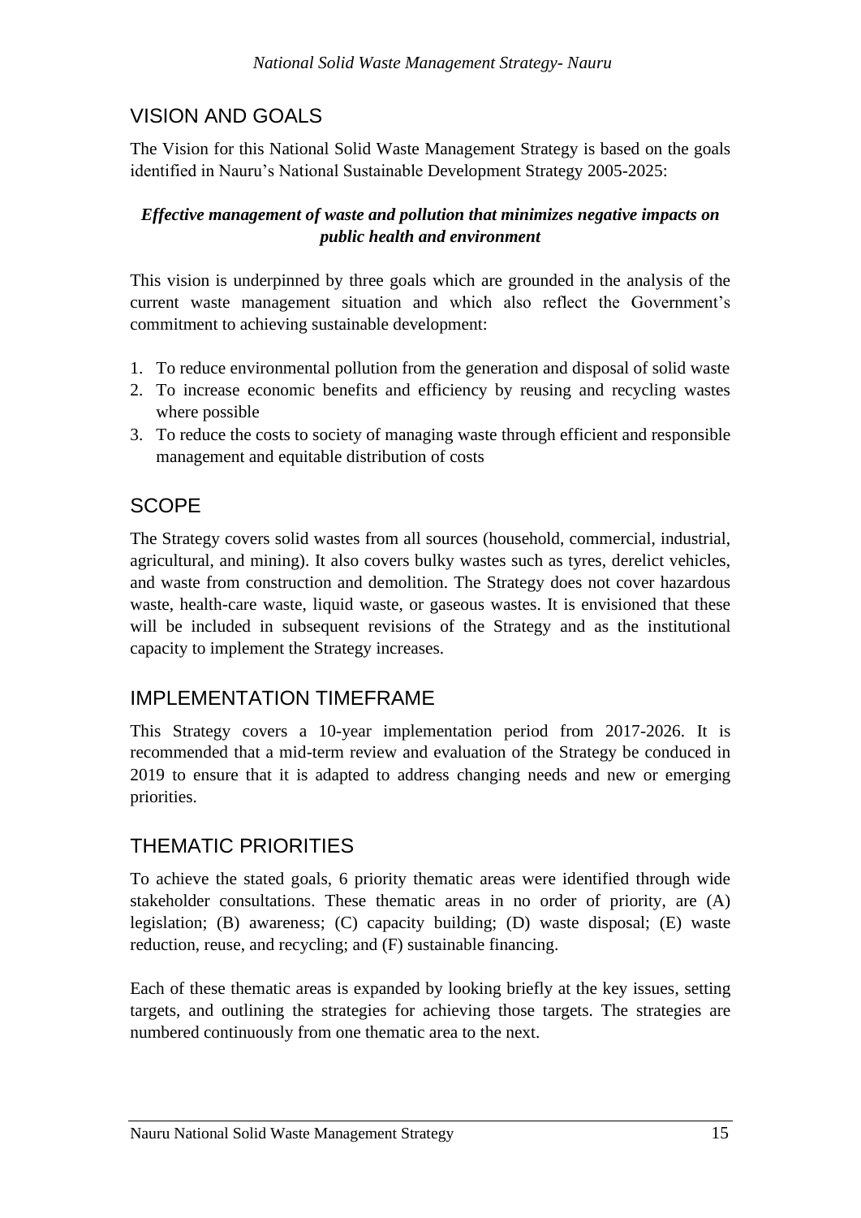## VISION AND GOALS

The Vision for this National Solid Waste Management Strategy is based on the goals identified in Nauru's National Sustainable Development Strategy 2005-2025:

***Effective management of waste and pollution that minimizes negative impacts on public health and environment***

This vision is underpinned by three goals which are grounded in the analysis of the current waste management situation and which also reflect the Government's commitment to achieving sustainable development:

1. To reduce environmental pollution from the generation and disposal of solid waste
2. To increase economic benefits and efficiency by reusing and recycling wastes where possible
3. To reduce the costs to society of managing waste through efficient and responsible management and equitable distribution of costs

## SCOPE

The Strategy covers solid wastes from all sources (household, commercial, industrial, agricultural, and mining). It also covers bulky wastes such as tyres, derelict vehicles, and waste from construction and demolition. The Strategy does not cover hazardous waste, health-care waste, liquid waste, or gaseous wastes. It is envisioned that these will be included in subsequent revisions of the Strategy and as the institutional capacity to implement the Strategy increases.

## IMPLEMENTATION TIMEFRAME

This Strategy covers a 10-year implementation period from 2017-2026. It is recommended that a mid-term review and evaluation of the Strategy be conduced in 2019 to ensure that it is adapted to address changing needs and new or emerging priorities.

## THEMATIC PRIORITIES

To achieve the stated goals, 6 priority thematic areas were identified through wide stakeholder consultations. These thematic areas in no order of priority, are (A) legislation; (B) awareness; (C) capacity building; (D) waste disposal; (E) waste reduction, reuse, and recycling; and (F) sustainable financing.

Each of these thematic areas is expanded by looking briefly at the key issues, setting targets, and outlining the strategies for achieving those targets. The strategies are numbered continuously from one thematic area to the next.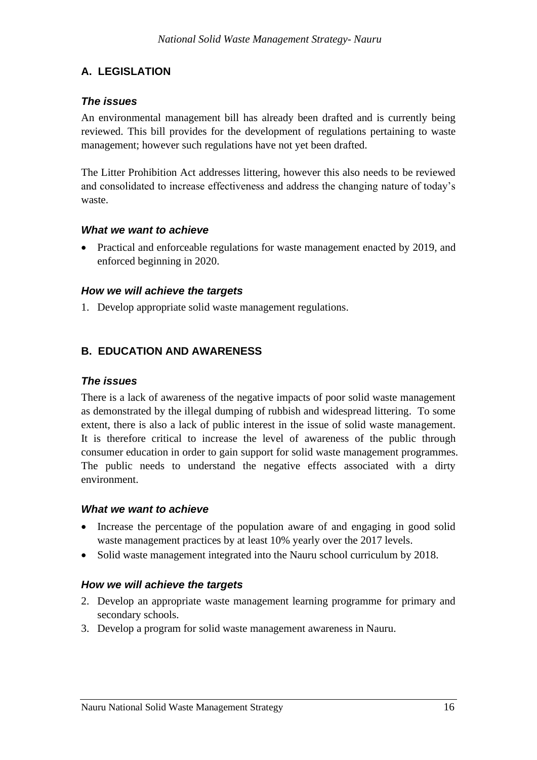## A. LEGISLATION

### *The issues*

An environmental management bill has already been drafted and is currently being reviewed. This bill provides for the development of regulations pertaining to waste management; however such regulations have not yet been drafted.

The Litter Prohibition Act addresses littering, however this also needs to be reviewed and consolidated to increase effectiveness and address the changing nature of today's waste.

### *What we want to achieve*

- Practical and enforceable regulations for waste management enacted by 2019, and enforced beginning in 2020.

### *How we will achieve the targets*

1. Develop appropriate solid waste management regulations.

## B. EDUCATION AND AWARENESS

### *The issues*

There is a lack of awareness of the negative impacts of poor solid waste management as demonstrated by the illegal dumping of rubbish and widespread littering. To some extent, there is also a lack of public interest in the issue of solid waste management. It is therefore critical to increase the level of awareness of the public through consumer education in order to gain support for solid waste management programmes. The public needs to understand the negative effects associated with a dirty environment.

### *What we want to achieve*

- Increase the percentage of the population aware of and engaging in good solid waste management practices by at least 10% yearly over the 2017 levels.
- Solid waste management integrated into the Nauru school curriculum by 2018.

### *How we will achieve the targets*

2. Develop an appropriate waste management learning programme for primary and secondary schools.
3. Develop a program for solid waste management awareness in Nauru.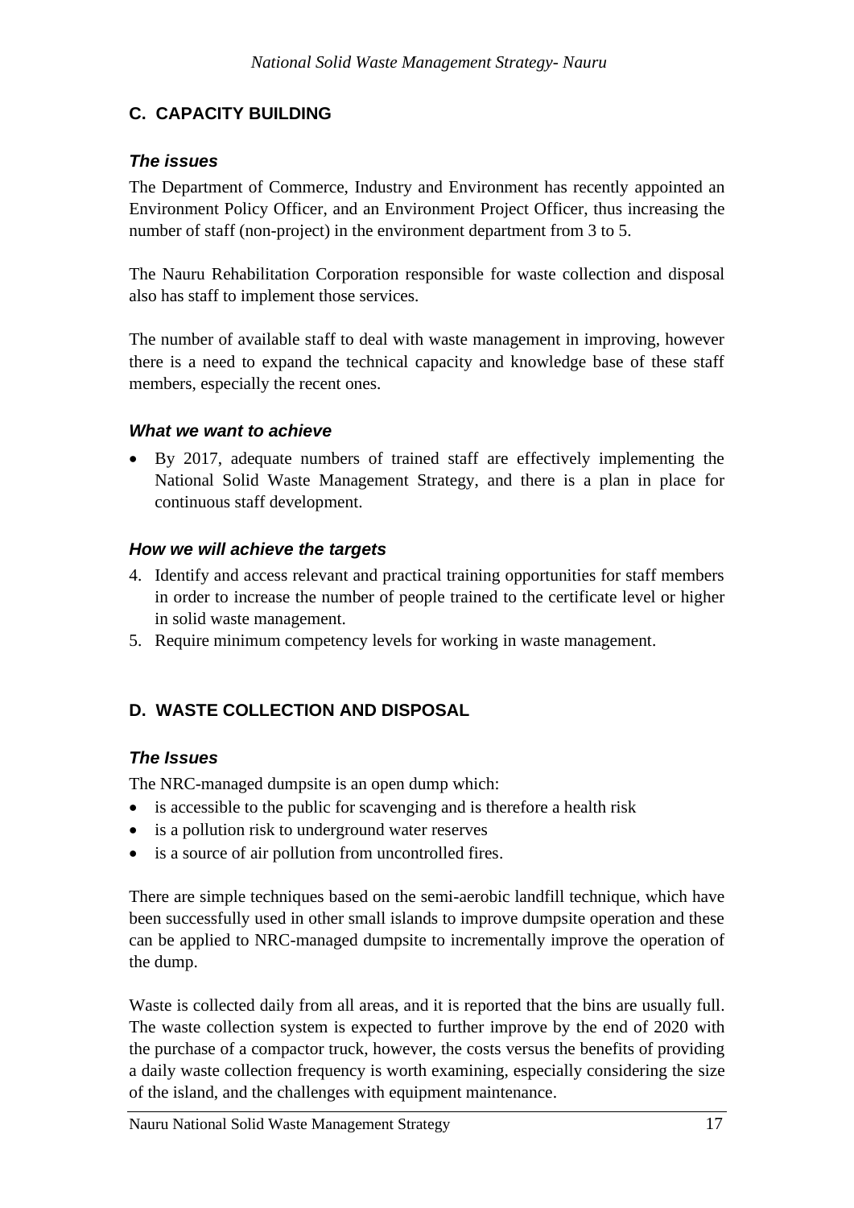## C. CAPACITY BUILDING

### *The issues*

The Department of Commerce, Industry and Environment has recently appointed an Environment Policy Officer, and an Environment Project Officer, thus increasing the number of staff (non-project) in the environment department from 3 to 5.

The Nauru Rehabilitation Corporation responsible for waste collection and disposal also has staff to implement those services.

The number of available staff to deal with waste management in improving, however there is a need to expand the technical capacity and knowledge base of these staff members, especially the recent ones.

### *What we want to achieve*

- By 2017, adequate numbers of trained staff are effectively implementing the National Solid Waste Management Strategy, and there is a plan in place for continuous staff development.

### *How we will achieve the targets*

4. Identify and access relevant and practical training opportunities for staff members in order to increase the number of people trained to the certificate level or higher in solid waste management.
5. Require minimum competency levels for working in waste management.

## D. WASTE COLLECTION AND DISPOSAL

### *The Issues*

The NRC-managed dumpsite is an open dump which:

- is accessible to the public for scavenging and is therefore a health risk
- is a pollution risk to underground water reserves
- is a source of air pollution from uncontrolled fires.

There are simple techniques based on the semi-aerobic landfill technique, which have been successfully used in other small islands to improve dumpsite operation and these can be applied to NRC-managed dumpsite to incrementally improve the operation of the dump.

Waste is collected daily from all areas, and it is reported that the bins are usually full. The waste collection system is expected to further improve by the end of 2020 with the purchase of a compactor truck, however, the costs versus the benefits of providing a daily waste collection frequency is worth examining, especially considering the size of the island, and the challenges with equipment maintenance.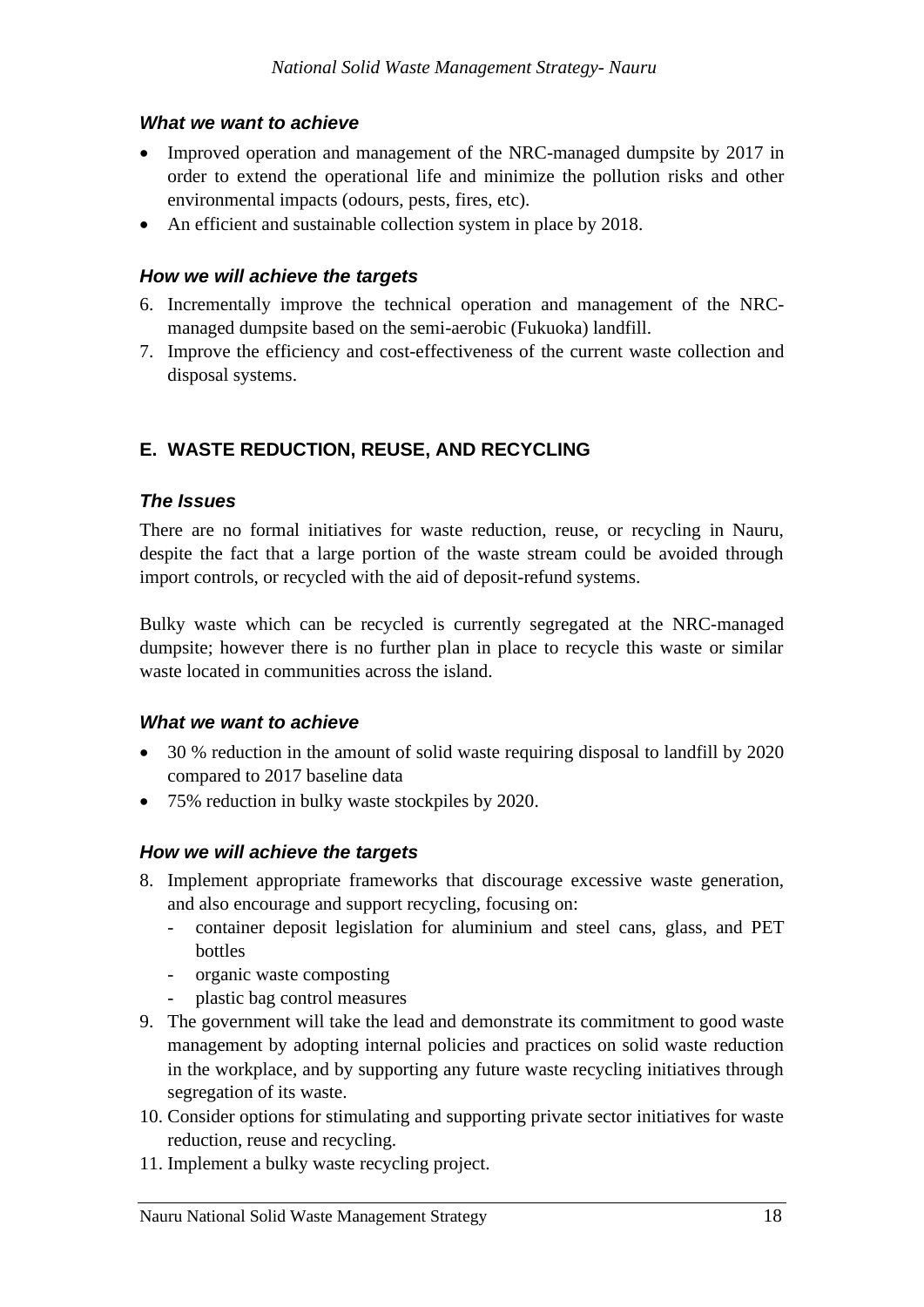***What we want to achieve***

- Improved operation and management of the NRC-managed dumpsite by 2017 in order to extend the operational life and minimize the pollution risks and other environmental impacts (odours, pests, fires, etc).
- An efficient and sustainable collection system in place by 2018.

***How we will achieve the targets***

6. Incrementally improve the technical operation and management of the NRC-managed dumpsite based on the semi-aerobic (Fukuoka) landfill.
7. Improve the efficiency and cost-effectiveness of the current waste collection and disposal systems.

## E. WASTE REDUCTION, REUSE, AND RECYCLING

***The Issues***

There are no formal initiatives for waste reduction, reuse, or recycling in Nauru, despite the fact that a large portion of the waste stream could be avoided through import controls, or recycled with the aid of deposit-refund systems.

Bulky waste which can be recycled is currently segregated at the NRC-managed dumpsite; however there is no further plan in place to recycle this waste or similar waste located in communities across the island.

***What we want to achieve***

- 30 % reduction in the amount of solid waste requiring disposal to landfill by 2020 compared to 2017 baseline data
- 75% reduction in bulky waste stockpiles by 2020.

***How we will achieve the targets***

8. Implement appropriate frameworks that discourage excessive waste generation, and also encourage and support recycling, focusing on:
   - container deposit legislation for aluminium and steel cans, glass, and PET bottles
   - organic waste composting
   - plastic bag control measures
9. The government will take the lead and demonstrate its commitment to good waste management by adopting internal policies and practices on solid waste reduction in the workplace, and by supporting any future waste recycling initiatives through segregation of its waste.
10. Consider options for stimulating and supporting private sector initiatives for waste reduction, reuse and recycling.
11. Implement a bulky waste recycling project.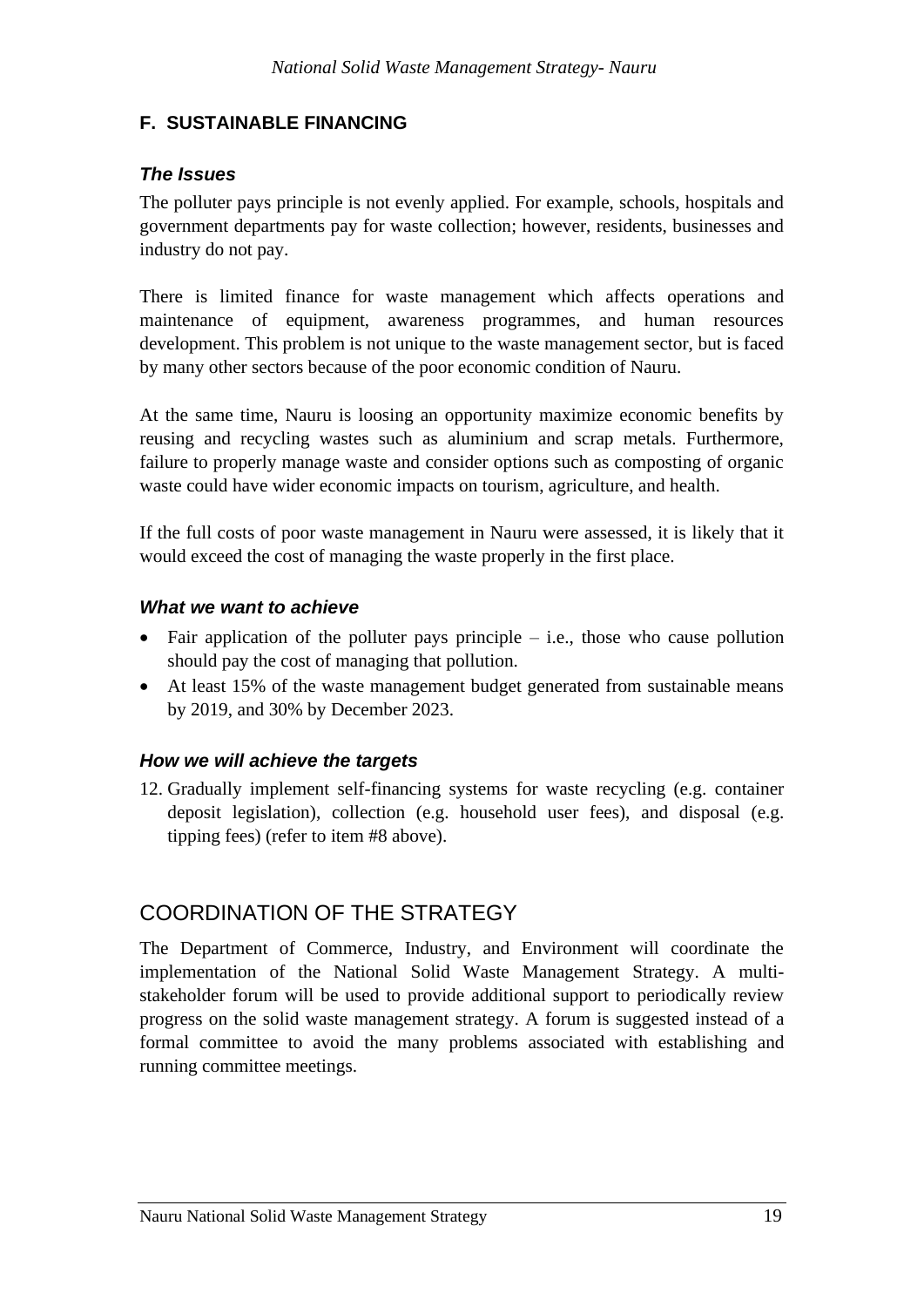## F. SUSTAINABLE FINANCING

### *The Issues*

The polluter pays principle is not evenly applied. For example, schools, hospitals and government departments pay for waste collection; however, residents, businesses and industry do not pay.

There is limited finance for waste management which affects operations and maintenance of equipment, awareness programmes, and human resources development. This problem is not unique to the waste management sector, but is faced by many other sectors because of the poor economic condition of Nauru.

At the same time, Nauru is loosing an opportunity maximize economic benefits by reusing and recycling wastes such as aluminium and scrap metals. Furthermore, failure to properly manage waste and consider options such as composting of organic waste could have wider economic impacts on tourism, agriculture, and health.

If the full costs of poor waste management in Nauru were assessed, it is likely that it would exceed the cost of managing the waste properly in the first place.

### *What we want to achieve*

- Fair application of the polluter pays principle – i.e., those who cause pollution should pay the cost of managing that pollution.
- At least 15% of the waste management budget generated from sustainable means by 2019, and 30% by December 2023.

### *How we will achieve the targets*

12. Gradually implement self-financing systems for waste recycling (e.g. container deposit legislation), collection (e.g. household user fees), and disposal (e.g. tipping fees) (refer to item #8 above).

## COORDINATION OF THE STRATEGY

The Department of Commerce, Industry, and Environment will coordinate the implementation of the National Solid Waste Management Strategy. A multi-stakeholder forum will be used to provide additional support to periodically review progress on the solid waste management strategy. A forum is suggested instead of a formal committee to avoid the many problems associated with establishing and running committee meetings.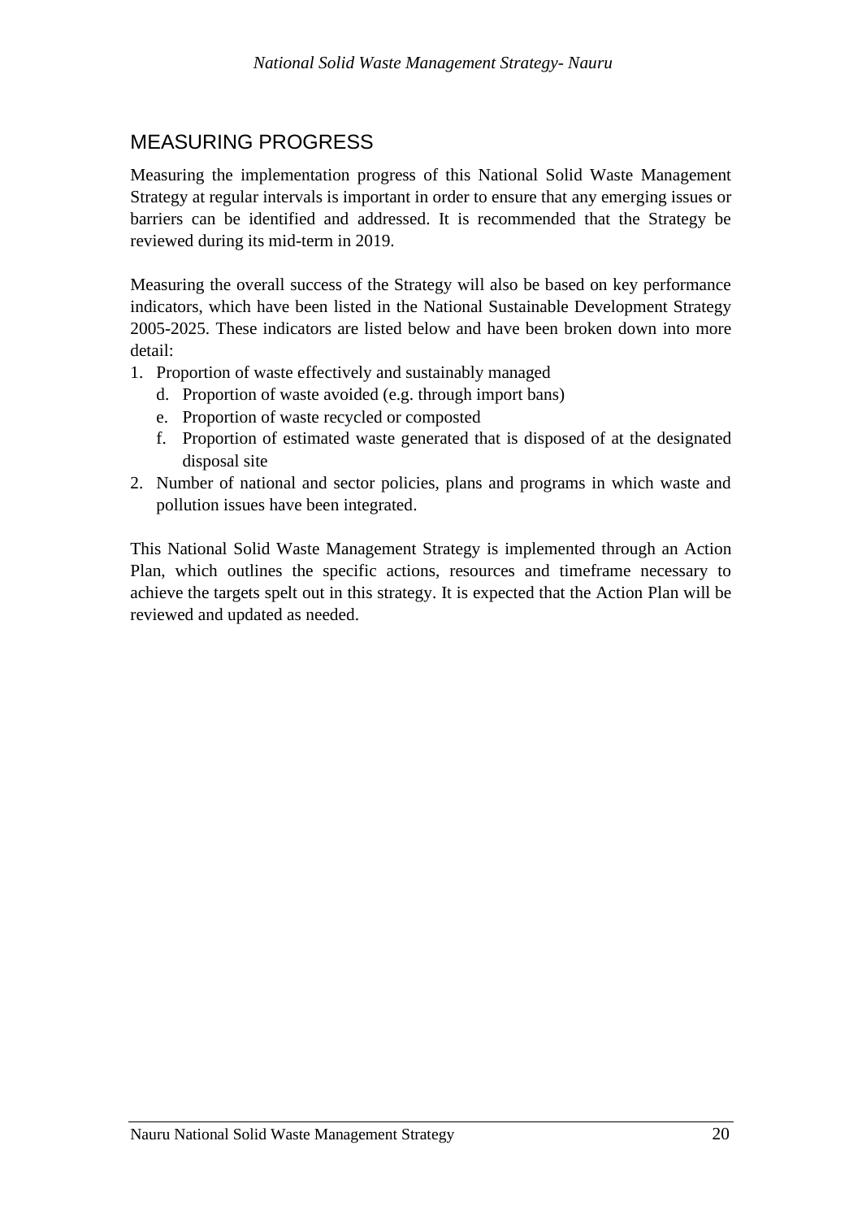## MEASURING PROGRESS

Measuring the implementation progress of this National Solid Waste Management Strategy at regular intervals is important in order to ensure that any emerging issues or barriers can be identified and addressed. It is recommended that the Strategy be reviewed during its mid-term in 2019.

Measuring the overall success of the Strategy will also be based on key performance indicators, which have been listed in the National Sustainable Development Strategy 2005-2025. These indicators are listed below and have been broken down into more detail:

1. Proportion of waste effectively and sustainably managed
    d. Proportion of waste avoided (e.g. through import bans)
    e. Proportion of waste recycled or composted
    f. Proportion of estimated waste generated that is disposed of at the designated disposal site
2. Number of national and sector policies, plans and programs in which waste and pollution issues have been integrated.

This National Solid Waste Management Strategy is implemented through an Action Plan, which outlines the specific actions, resources and timeframe necessary to achieve the targets spelt out in this strategy. It is expected that the Action Plan will be reviewed and updated as needed.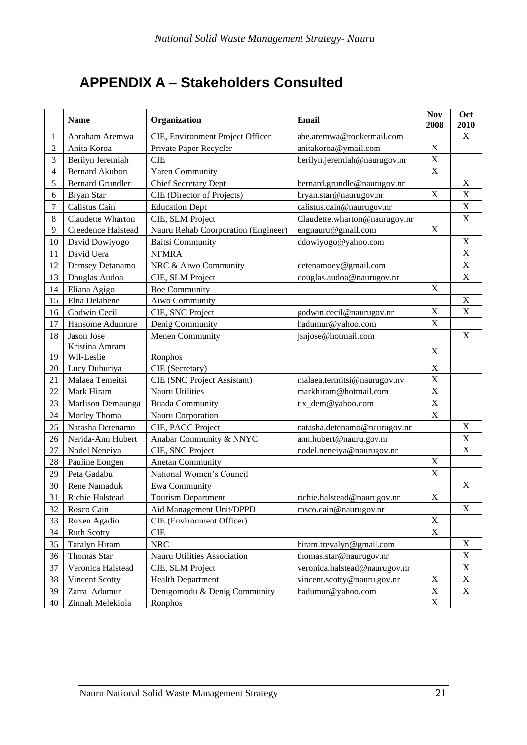# APPENDIX A – Stakeholders Consulted

| | Name | Organization | Email | Nov 2008 | Oct 2010 |
|---|---|---|---|---|---|
| 1 | Abraham Aremwa | CIE, Environment Project Officer | abe.aremwa@rocketmail.com | | X |
| 2 | Anita Koroa | Private Paper Recycler | anitakoroa@ymail.com | X | |
| 3 | Berilyn Jeremiah | CIE | berilyn.jeremiah@naurugov.nr | X | |
| 4 | Bernard Akubon | Yaren Community | | X | |
| 5 | Bernard Grundler | Chief Secretary Dept | bernard.grundle@naurugov.nr | | X |
| 6 | Bryan Star | CIE (Director of Projects) | bryan.star@naurugov.nr | X | X |
| 7 | Calistus Cain | Education Dept | calistus.cain@naurugov.nr | | X |
| 8 | Claudette Wharton | CIE, SLM Project | Claudette.wharton@naurugov.nr | | X |
| 9 | Creedence Halstead | Nauru Rehab Coorporation (Engineer) | engnauru@gmail.com | X | |
| 10 | David Dowiyogo | Baitsi Community | ddowiyogo@yahoo.com | | X |
| 11 | David Uera | NFMRA | | | X |
| 12 | Demsey Detanamo | NRC & Aiwo Community | detenamoey@gmail.com | | X |
| 13 | Douglas Audoa | CIE, SLM Project | douglas.audoa@naurugov.nr | | X |
| 14 | Eliana Agigo | Boe Community | | X | |
| 15 | Elna Delabene | Aiwo Community | | | X |
| 16 | Godwin Cecil | CIE, SNC Project | godwin.cecil@naurugov.nr | X | X |
| 17 | Hansome Adumure | Denig Community | hadumur@yahoo.com | X | |
| 18 | Jason Jose | Menen Community | jsnjose@hotmail.com | | X |
| 19 | Kristina Amram Wil-Leslie | Ronphos | | X | |
| 20 | Lucy Duburiya | CIE (Secretary) | | X | |
| 21 | Malaea Temeitsi | CIE (SNC Project Assistant) | malaea.termitsi@naurugov.nv | X | |
| 22 | Mark Hiram | Nauru Utilities | markhiram@hotmail.com | X | |
| 23 | Marlison Demaunga | Buada Community | tix_dem@yahoo.com | X | |
| 24 | Morley Thoma | Nauru Corporation | | X | |
| 25 | Natasha Detenamo | CIE, PACC Project | natasha.detenamo@naurugov.nr | | X |
| 26 | Nerida-Ann Hubert | Anabar Community & NNYC | ann.hubert@nauru.gov.nr | | X |
| 27 | Nodel Neneiya | CIE, SNC Project | nodel.neneiya@naurugov.nr | | X |
| 28 | Pauline Eongen | Anetan Community | | X | |
| 29 | Peta Gadabu | National Women's Council | | X | |
| 30 | Rene Namaduk | Ewa Community | | | X |
| 31 | Richie Halstead | Tourism Department | richie.halstead@naurugov.nr | X | |
| 32 | Rosco Cain | Aid Management Unit/DPPD | rosco.cain@naurugov.nr | | X |
| 33 | Roxen Agadio | CIE (Environment Officer) | | X | |
| 34 | Ruth Scotty | CIE | | X | |
| 35 | Taralyn Hiram | NRC | hiram.trevalyn@gmail.com | | X |
| 36 | Thomas Star | Nauru Utilities Association | thomas.star@naurugov.nr | | X |
| 37 | Veronica Halstead | CIE, SLM Project | veronica.halstead@naurugov.nr | | X |
| 38 | Vincent Scotty | Health Department | vincent.scotty@nauru.gov.nr | X | X |
| 39 | Zarra Adumur | Denigomodu & Denig Community | hadumur@yahoo.com | X | X |
| 40 | Zinnah Melekiola | Ronphos | | X | |